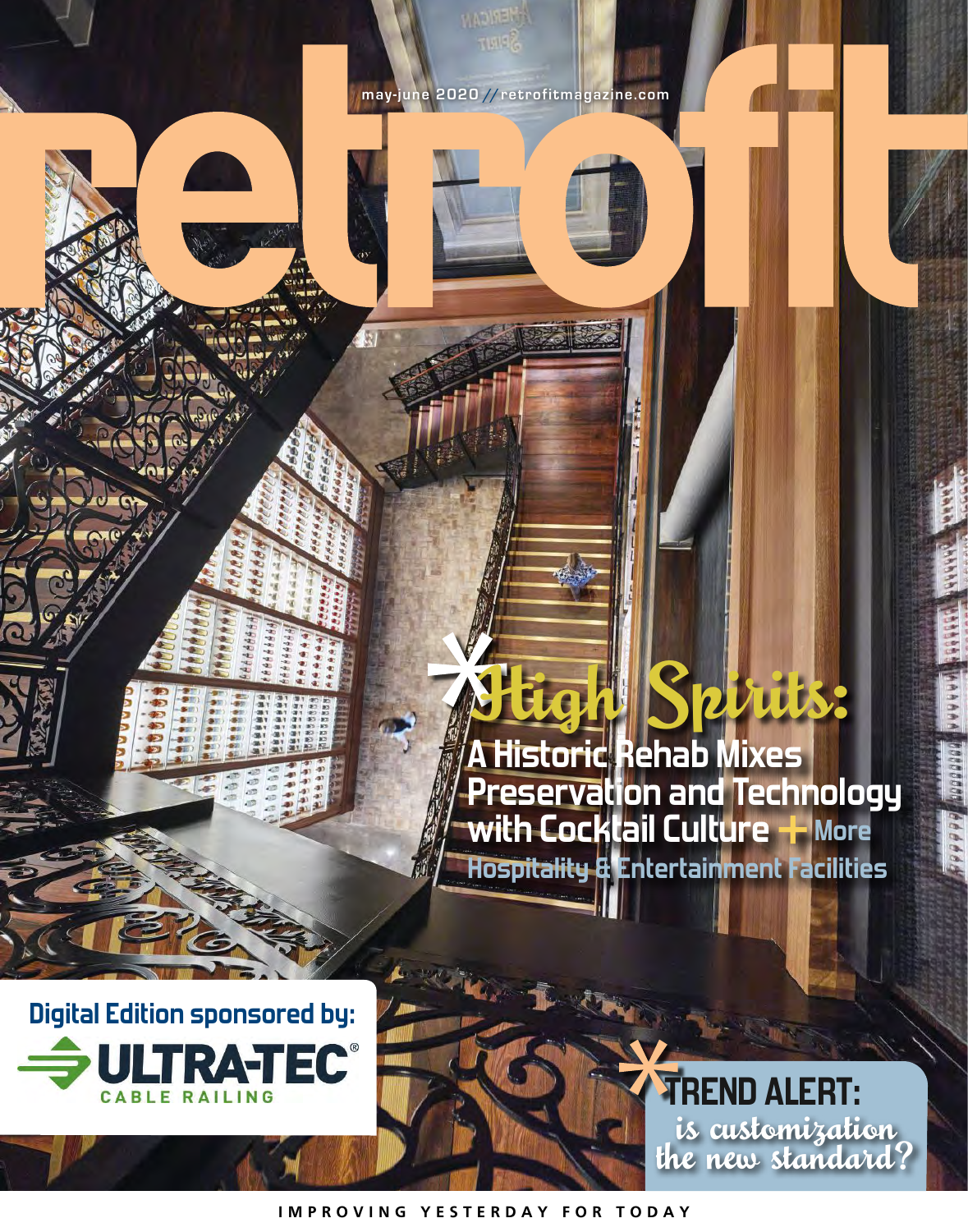# retrofit

may-june 2020 // retrofitmagazine.com

## *High Spirits:

**A Historic Rehab Mixes Preservation and Technology with Cocktail Culture + More Hospitality & Entertainment Facilities**

Digital Edition sponsored by: ULTRA-TEC® CABLE RAILING

## *TREND ALERT:

is customization the new standard?

IMPROVING YESTERDAY FOR TODAY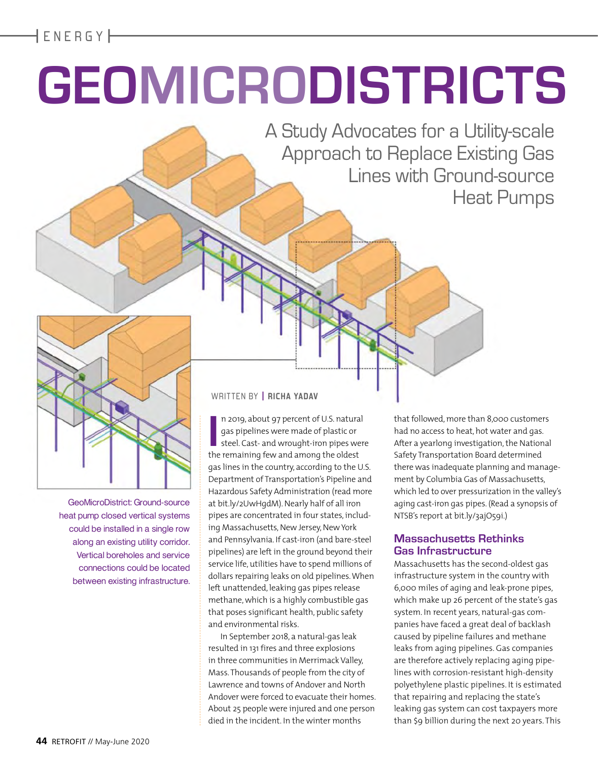# GEOMICRODISTRICTS

## A Study Advocates for a Utility-scale Approach to Replace Existing Gas Lines with Ground-source Heat Pumps

GeoMicroDistrict: Ground-source heat pump closed vertical systems could be installed in a single row along an existing utility corridor. Vertical boreholes and service connections could be located between existing infrastructure.

WRITTEN BY **RICHA YADAV**

In 2019, about 97 percent of U.S. natural gas pipelines were made of plastic or steel. Cast- and wrought-iron pipes were the remaining few and among the oldest gas lines in the country, according to the U.S. Department of Transportation's Pipeline and Hazardous Safety Administration (read more at bit.ly/2UwHgdM). Nearly half of all iron pipes are concentrated in four states, including Massachusetts, New Jersey, New York and Pennsylvania. If cast-iron (and bare-steel pipelines) are left in the ground beyond their service life, utilities have to spend millions of dollars repairing leaks on old pipelines. When left unattended, leaking gas pipes release methane, which is a highly combustible gas that poses significant health, public safety and environmental risks.

In September 2018, a natural-gas leak resulted in 131 fires and three explosions in three communities in Merrimack Valley, Mass. Thousands of people from the city of Lawrence and towns of Andover and North Andover were forced to evacuate their homes. About 25 people were injured and one person died in the incident. In the winter months that followed, more than 8,000 customers had no access to heat, hot water and gas. After a yearlong investigation, the National Safety Transportation Board determined there was inadequate planning and management by Columbia Gas of Massachusetts, which led to over pressurization in the valley's aging cast-iron gas pipes. (Read a synopsis of NTSB's report at bit.ly/3ajO59i.)

### Massachusetts Rethinks Gas Infrastructure

Massachusetts has the second-oldest gas infrastructure system in the country with 6,000 miles of aging and leak-prone pipes, which make up 26 percent of the state's gas system. In recent years, natural-gas companies have faced a great deal of backlash caused by pipeline failures and methane leaks from aging pipelines. Gas companies are therefore actively replacing aging pipelines with corrosion-resistant high-density polyethylene plastic pipelines. It is estimated that repairing and replacing the state's leaking gas system can cost taxpayers more than $9 billion during the next 20 years. This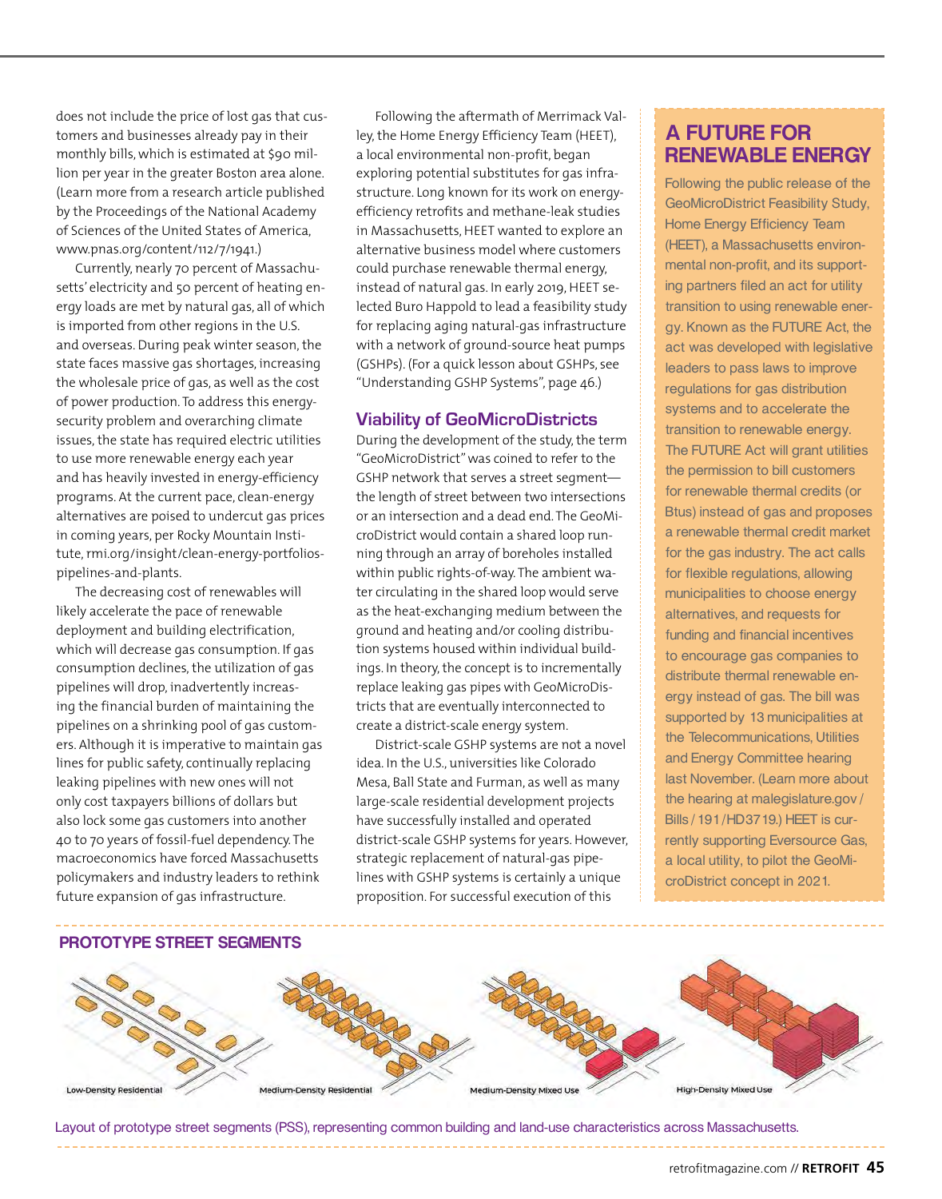does not include the price of lost gas that customers and businesses already pay in their monthly bills, which is estimated at $90 million per year in the greater Boston area alone. (Learn more from a research article published by the Proceedings of the National Academy of Sciences of the United States of America, www.pnas.org/content/112/7/1941.)

Currently, nearly 70 percent of Massachusetts' electricity and 50 percent of heating energy loads are met by natural gas, all of which is imported from other regions in the U.S. and overseas. During peak winter season, the state faces massive gas shortages, increasing the wholesale price of gas, as well as the cost of power production. To address this energy-security problem and overarching climate issues, the state has required electric utilities to use more renewable energy each year and has heavily invested in energy-efficiency programs. At the current pace, clean-energy alternatives are poised to undercut gas prices in coming years, per Rocky Mountain Institute, rmi.org/insight/clean-energy-portfolios-pipelines-and-plants.

The decreasing cost of renewables will likely accelerate the pace of renewable deployment and building electrification, which will decrease gas consumption. If gas consumption declines, the utilization of gas pipelines will drop, inadvertently increasing the financial burden of maintaining the pipelines on a shrinking pool of gas customers. Although it is imperative to maintain gas lines for public safety, continually replacing leaking pipelines with new ones will not only cost taxpayers billions of dollars but also lock some gas customers into another 40 to 70 years of fossil-fuel dependency. The macroeconomics have forced Massachusetts policymakers and industry leaders to rethink future expansion of gas infrastructure.

Following the aftermath of Merrimack Valley, the Home Energy Efficiency Team (HEET), a local environmental non-profit, began exploring potential substitutes for gas infrastructure. Long known for its work on energy-efficiency retrofits and methane-leak studies in Massachusetts, HEET wanted to explore an alternative business model where customers could purchase renewable thermal energy, instead of natural gas. In early 2019, HEET selected Buro Happold to lead a feasibility study for replacing aging natural-gas infrastructure with a network of ground-source heat pumps (GSHPs). (For a quick lesson about GSHPs, see "Understanding GSHP Systems", page 46.)

## Viability of GeoMicroDistricts

During the development of the study, the term "GeoMicroDistrict" was coined to refer to the GSHP network that serves a street segment—the length of street between two intersections or an intersection and a dead end. The GeoMicroDistrict would contain a shared loop running through an array of boreholes installed within public rights-of-way. The ambient water circulating in the shared loop would serve as the heat-exchanging medium between the ground and heating and/or cooling distribution systems housed within individual buildings. In theory, the concept is to incrementally replace leaking gas pipes with GeoMicroDistricts that are eventually interconnected to create a district-scale energy system.

District-scale GSHP systems are not a novel idea. In the U.S., universities like Colorado Mesa, Ball State and Furman, as well as many large-scale residential development projects have successfully installed and operated district-scale GSHP systems for years. However, strategic replacement of natural-gas pipelines with GSHP systems is certainly a unique proposition. For successful execution of this

## A FUTURE FOR RENEWABLE ENERGY

Following the public release of the GeoMicroDistrict Feasibility Study, Home Energy Efficiency Team (HEET), a Massachusetts environmental non-profit, and its supporting partners filed an act for utility transition to using renewable energy. Known as the FUTURE Act, the act was developed with legislative leaders to pass laws to improve regulations for gas distribution systems and to accelerate the transition to renewable energy. The FUTURE Act will grant utilities the permission to bill customers for renewable thermal credits (or Btus) instead of gas and proposes a renewable thermal credit market for the gas industry. The act calls for flexible regulations, allowing municipalities to choose energy alternatives, and requests for funding and financial incentives to encourage gas companies to distribute thermal renewable energy instead of gas. The bill was supported by 13 municipalities at the Telecommunications, Utilities and Energy Committee hearing last November. (Learn more about the hearing at malegislature.gov/Bills/191/HD3719.) HEET is currently supporting Eversource Gas, a local utility, to pilot the GeoMicroDistrict concept in 2021.

## PROTOTYPE STREET SEGMENTS

Low-Density Residential | Medium-Density Residential | Medium-Density Mixed Use | High-Density Mixed Use

Layout of prototype street segments (PSS), representing common building and land-use characteristics across Massachusetts.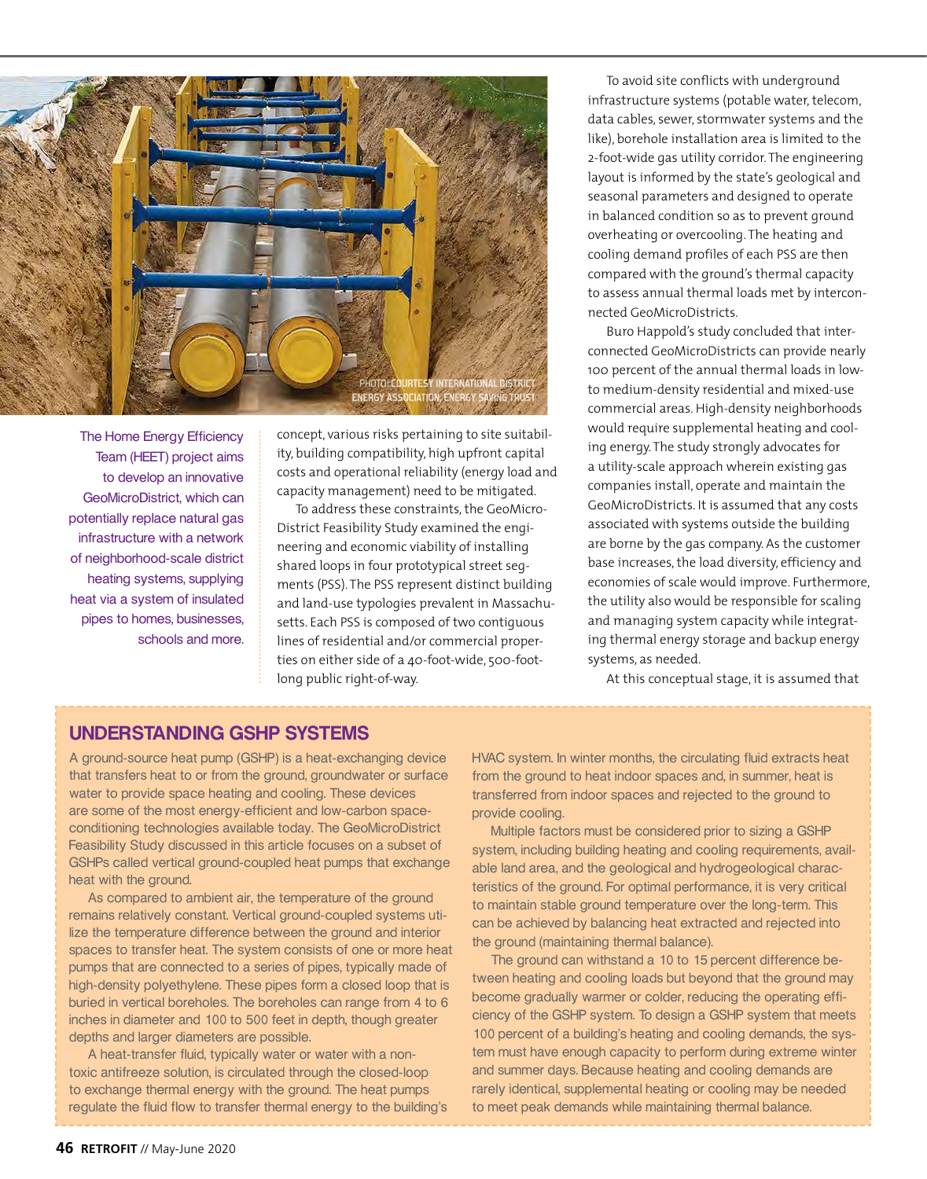PHOTO: COURTESY INTERNATIONAL DISTRICT ENERGY ASSOCIATION, ENERGY SAVING TRUST

The Home Energy Efficiency Team (HEET) project aims to develop an innovative GeoMicroDistrict, which can potentially replace natural gas infrastructure with a network of neighborhood-scale district heating systems, supplying heat via a system of insulated pipes to homes, businesses, schools and more.

concept, various risks pertaining to site suitability, building compatibility, high upfront capital costs and operational reliability (energy load and capacity management) need to be mitigated.

To address these constraints, the GeoMicroDistrict Feasibility Study examined the engineering and economic viability of installing shared loops in four prototypical street segments (PSS). The PSS represent distinct building and land-use typologies prevalent in Massachusetts. Each PSS is composed of two contiguous lines of residential and/or commercial properties on either side of a 40-foot-wide, 500-foot-long public right-of-way.

To avoid site conflicts with underground infrastructure systems (potable water, telecom, data cables, sewer, stormwater systems and the like), borehole installation area is limited to the 2-foot-wide gas utility corridor. The engineering layout is informed by the state's geological and seasonal parameters and designed to operate in balanced condition so as to prevent ground overheating or overcooling. The heating and cooling demand profiles of each PSS are then compared with the ground's thermal capacity to assess annual thermal loads met by interconnected GeoMicroDistricts.

Buro Happold's study concluded that interconnected GeoMicroDistricts can provide nearly 100 percent of the annual thermal loads in low- to medium-density residential and mixed-use commercial areas. High-density neighborhoods would require supplemental heating and cooling energy. The study strongly advocates for a utility-scale approach wherein existing gas companies install, operate and maintain the GeoMicroDistricts. It is assumed that any costs associated with systems outside the building are borne by the gas company. As the customer base increases, the load diversity, efficiency and economies of scale would improve. Furthermore, the utility also would be responsible for scaling and managing system capacity while integrating thermal energy storage and backup energy systems, as needed.

At this conceptual stage, it is assumed that

## UNDERSTANDING GSHP SYSTEMS

A ground-source heat pump (GSHP) is a heat-exchanging device that transfers heat to or from the ground, groundwater or surface water to provide space heating and cooling. These devices are some of the most energy-efficient and low-carbon space-conditioning technologies available today. The GeoMicroDistrict Feasibility Study discussed in this article focuses on a subset of GSHPs called vertical ground-coupled heat pumps that exchange heat with the ground.

As compared to ambient air, the temperature of the ground remains relatively constant. Vertical ground-coupled systems utilize the temperature difference between the ground and interior spaces to transfer heat. The system consists of one or more heat pumps that are connected to a series of pipes, typically made of high-density polyethylene. These pipes form a closed loop that is buried in vertical boreholes. The boreholes can range from 4 to 6 inches in diameter and 100 to 500 feet in depth, though greater depths and larger diameters are possible.

A heat-transfer fluid, typically water or water with a non-toxic antifreeze solution, is circulated through the closed-loop to exchange thermal energy with the ground. The heat pumps regulate the fluid flow to transfer thermal energy to the building's HVAC system. In winter months, the circulating fluid extracts heat from the ground to heat indoor spaces and, in summer, heat is transferred from indoor spaces and rejected to the ground to provide cooling.

Multiple factors must be considered prior to sizing a GSHP system, including building heating and cooling requirements, available land area, and the geological and hydrogeological characteristics of the ground. For optimal performance, it is very critical to maintain stable ground temperature over the long-term. This can be achieved by balancing heat extracted and rejected into the ground (maintaining thermal balance).

The ground can withstand a 10 to 15 percent difference between heating and cooling loads but beyond that the ground may become gradually warmer or colder, reducing the operating efficiency of the GSHP system. To design a GSHP system that meets 100 percent of a building's heating and cooling demands, the system must have enough capacity to perform during extreme winter and summer days. Because heating and cooling demands are rarely identical, supplemental heating or cooling may be needed to meet peak demands while maintaining thermal balance.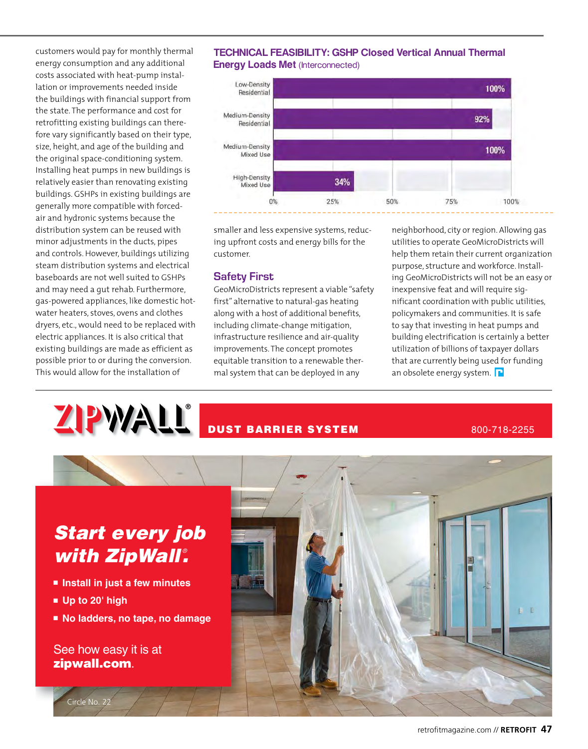customers would pay for monthly thermal energy consumption and any additional costs associated with heat-pump installation or improvements needed inside the buildings with financial support from the state. The performance and cost for retrofitting existing buildings can therefore vary significantly based on their type, size, height, and age of the building and the original space-conditioning system. Installing heat pumps in new buildings is relatively easier than renovating existing buildings. GSHPs in existing buildings are generally more compatible with forced-air and hydronic systems because the distribution system can be reused with minor adjustments in the ducts, pipes and controls. However, buildings utilizing steam distribution systems and electrical baseboards are not well suited to GSHPs and may need a gut rehab. Furthermore, gas-powered appliances, like domestic hot-water heaters, stoves, ovens and clothes dryers, etc., would need to be replaced with electric appliances. It is also critical that existing buildings are made as efficient as possible prior to or during the conversion. This would allow for the installation of smaller and less expensive systems, reducing upfront costs and energy bills for the customer.

**TECHNICAL FEASIBILITY: GSHP Closed Vertical Annual Thermal Energy Loads Met** (Interconnected)

Low-Density Residential 100%
Medium-Density Residential 92%
Medium-Density Mixed Use 100%
High-Density Mixed Use 34%
0% 25% 50% 75% 100%

## Safety First

GeoMicroDistricts represent a viable "safety first" alternative to natural-gas heating along with a host of additional benefits, including climate-change mitigation, infrastructure resilience and air-quality improvements. The concept promotes equitable transition to a renewable thermal system that can be deployed in any neighborhood, city or region. Allowing gas utilities to operate GeoMicroDistricts will help them retain their current organization purpose, structure and workforce. Installing GeoMicroDistricts will not be an easy or inexpensive feat and will require significant coordination with public utilities, policymakers and communities. It is safe to say that investing in heat pumps and building electrification is certainly a better utilization of billions of taxpayer dollars that are currently being used for funding an obsolete energy system.

ZIPWALL® DUST BARRIER SYSTEM 800-718-2255

**Start every job with ZipWall®.**

- Install in just a few minutes
- Up to 20' high
- No ladders, no tape, no damage

See how easy it is at **zipwall.com**.

Circle No. 22